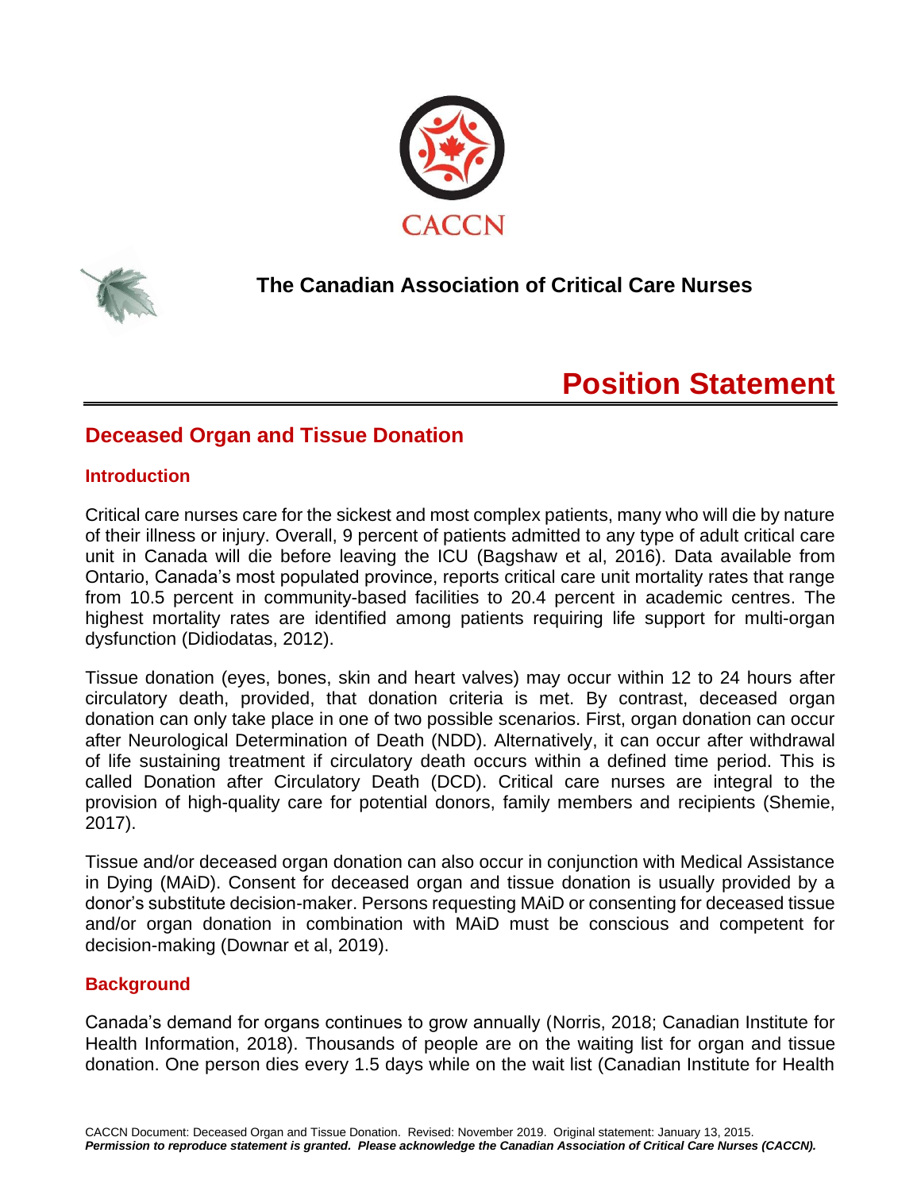CACCN

The Canadian Association of Critical Care Nurses

# Position Statement

## Deceased Organ and Tissue Donation

### Introduction

Critical care nurses care for the sickest and most complex patients, many who will die by nature of their illness or injury. Overall, 9 percent of patients admitted to any type of adult critical care unit in Canada will die before leaving the ICU (Bagshaw et al, 2016). Data available from Ontario, Canada's most populated province, reports critical care unit mortality rates that range from 10.5 percent in community-based facilities to 20.4 percent in academic centres. The highest mortality rates are identified among patients requiring life support for multi-organ dysfunction (Didiodatas, 2012).

Tissue donation (eyes, bones, skin and heart valves) may occur within 12 to 24 hours after circulatory death, provided, that donation criteria is met. By contrast, deceased organ donation can only take place in one of two possible scenarios. First, organ donation can occur after Neurological Determination of Death (NDD). Alternatively, it can occur after withdrawal of life sustaining treatment if circulatory death occurs within a defined time period. This is called Donation after Circulatory Death (DCD). Critical care nurses are integral to the provision of high-quality care for potential donors, family members and recipients (Shemie, 2017).

Tissue and/or deceased organ donation can also occur in conjunction with Medical Assistance in Dying (MAiD). Consent for deceased organ and tissue donation is usually provided by a donor's substitute decision-maker. Persons requesting MAiD or consenting for deceased tissue and/or organ donation in combination with MAiD must be conscious and competent for decision-making (Downar et al, 2019).

### Background

Canada's demand for organs continues to grow annually (Norris, 2018; Canadian Institute for Health Information, 2018). Thousands of people are on the waiting list for organ and tissue donation. One person dies every 1.5 days while on the wait list (Canadian Institute for Health

CACCN Document: Deceased Organ and Tissue Donation. Revised: November 2019. Original statement: January 13, 2015.
***Permission to reproduce statement is granted. Please acknowledge the Canadian Association of Critical Care Nurses (CACCN).***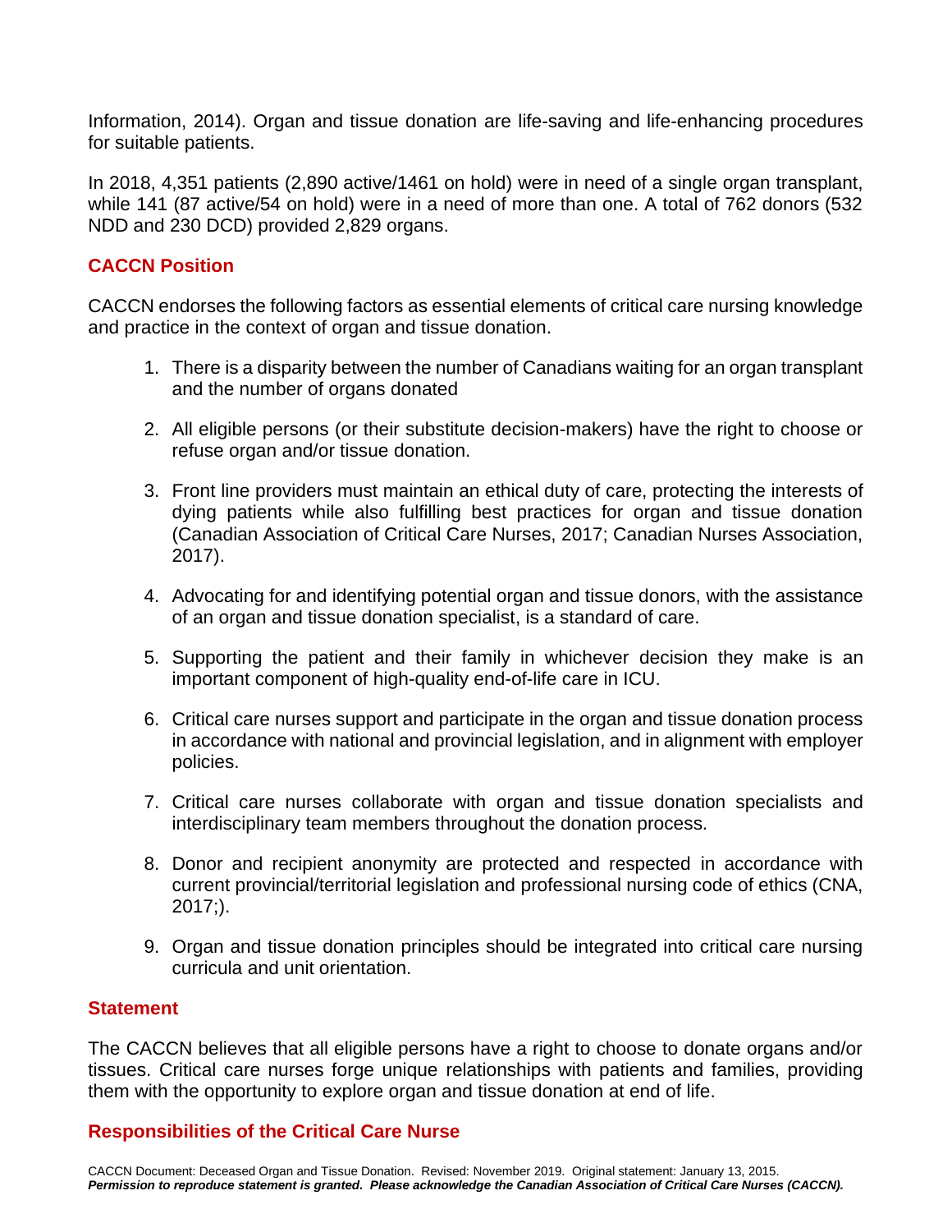Information, 2014). Organ and tissue donation are life-saving and life-enhancing procedures for suitable patients.

In 2018, 4,351 patients (2,890 active/1461 on hold) were in need of a single organ transplant, while 141 (87 active/54 on hold) were in a need of more than one. A total of 762 donors (532 NDD and 230 DCD) provided 2,829 organs.

## CACCN Position

CACCN endorses the following factors as essential elements of critical care nursing knowledge and practice in the context of organ and tissue donation.

1. There is a disparity between the number of Canadians waiting for an organ transplant and the number of organs donated
2. All eligible persons (or their substitute decision-makers) have the right to choose or refuse organ and/or tissue donation.
3. Front line providers must maintain an ethical duty of care, protecting the interests of dying patients while also fulfilling best practices for organ and tissue donation (Canadian Association of Critical Care Nurses, 2017; Canadian Nurses Association, 2017).
4. Advocating for and identifying potential organ and tissue donors, with the assistance of an organ and tissue donation specialist, is a standard of care.
5. Supporting the patient and their family in whichever decision they make is an important component of high-quality end-of-life care in ICU.
6. Critical care nurses support and participate in the organ and tissue donation process in accordance with national and provincial legislation, and in alignment with employer policies.
7. Critical care nurses collaborate with organ and tissue donation specialists and interdisciplinary team members throughout the donation process.
8. Donor and recipient anonymity are protected and respected in accordance with current provincial/territorial legislation and professional nursing code of ethics (CNA, 2017;).
9. Organ and tissue donation principles should be integrated into critical care nursing curricula and unit orientation.

## Statement

The CACCN believes that all eligible persons have a right to choose to donate organs and/or tissues. Critical care nurses forge unique relationships with patients and families, providing them with the opportunity to explore organ and tissue donation at end of life.

## Responsibilities of the Critical Care Nurse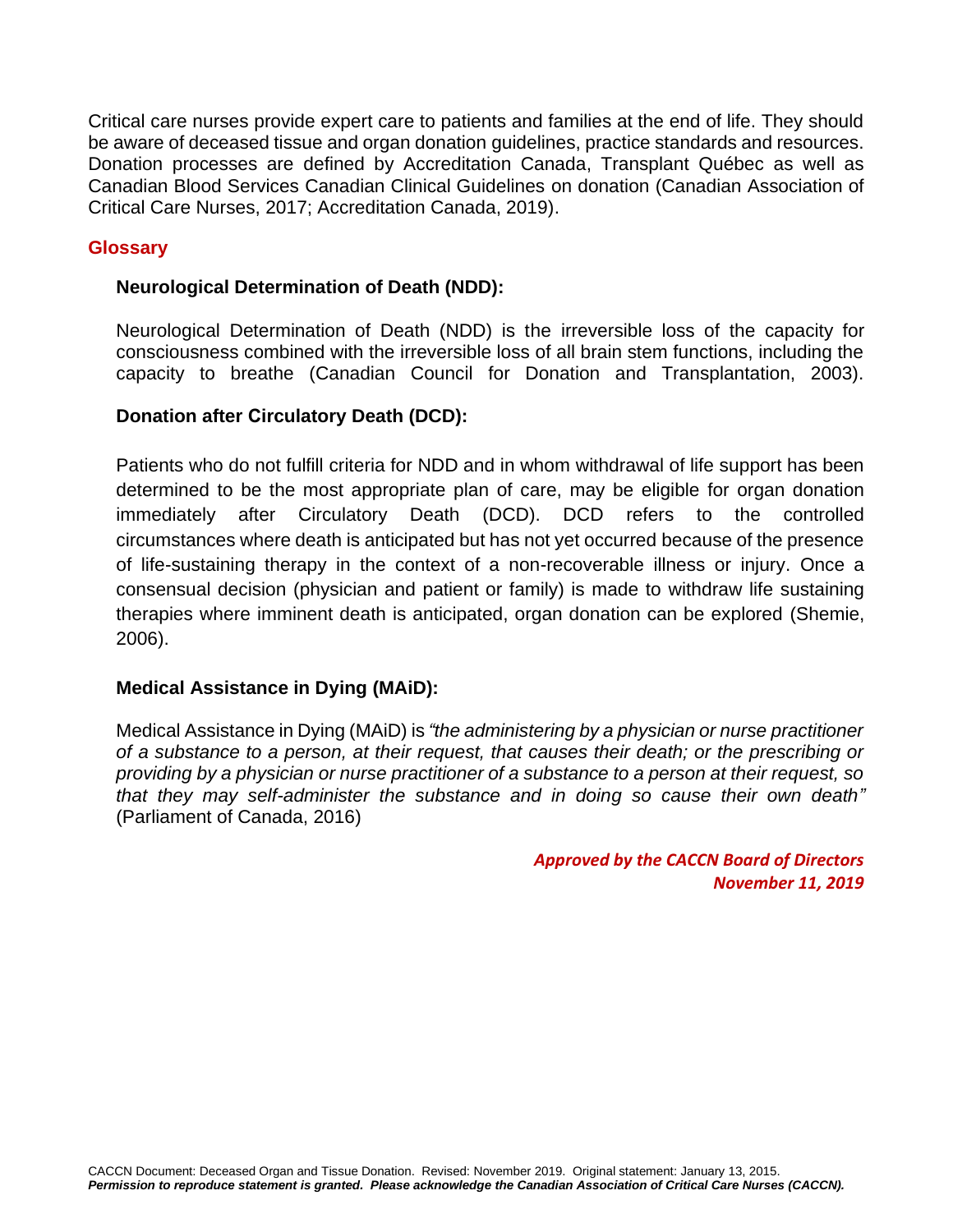Critical care nurses provide expert care to patients and families at the end of life. They should be aware of deceased tissue and organ donation guidelines, practice standards and resources. Donation processes are defined by Accreditation Canada, Transplant Québec as well as Canadian Blood Services Canadian Clinical Guidelines on donation (Canadian Association of Critical Care Nurses, 2017; Accreditation Canada, 2019).

## Glossary

### Neurological Determination of Death (NDD):

Neurological Determination of Death (NDD) is the irreversible loss of the capacity for consciousness combined with the irreversible loss of all brain stem functions, including the capacity to breathe (Canadian Council for Donation and Transplantation, 2003).

### Donation after Circulatory Death (DCD):

Patients who do not fulfill criteria for NDD and in whom withdrawal of life support has been determined to be the most appropriate plan of care, may be eligible for organ donation immediately after Circulatory Death (DCD). DCD refers to the controlled circumstances where death is anticipated but has not yet occurred because of the presence of life-sustaining therapy in the context of a non-recoverable illness or injury. Once a consensual decision (physician and patient or family) is made to withdraw life sustaining therapies where imminent death is anticipated, organ donation can be explored (Shemie, 2006).

### Medical Assistance in Dying (MAiD):

Medical Assistance in Dying (MAiD) is *"the administering by a physician or nurse practitioner of a substance to a person, at their request, that causes their death; or the prescribing or providing by a physician or nurse practitioner of a substance to a person at their request, so that they may self-administer the substance and in doing so cause their own death"* (Parliament of Canada, 2016)

***Approved by the CACCN Board of Directors***
***November 11, 2019***

CACCN Document: Deceased Organ and Tissue Donation. Revised: November 2019. Original statement: January 13, 2015.
***Permission to reproduce statement is granted. Please acknowledge the Canadian Association of Critical Care Nurses (CACCN).***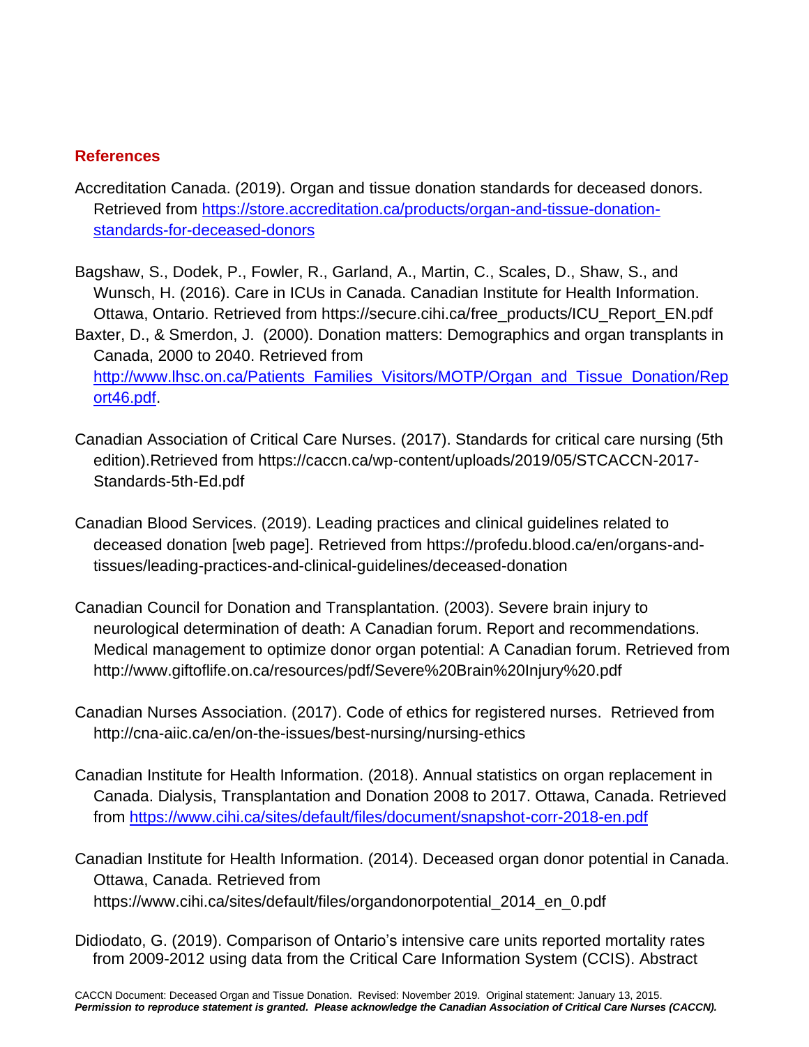## References

Accreditation Canada. (2019). Organ and tissue donation standards for deceased donors. Retrieved from [https://store.accreditation.ca/products/organ-and-tissue-donation-standards-for-deceased-donors](https://store.accreditation.ca/products/organ-and-tissue-donation-standards-for-deceased-donors)

Bagshaw, S., Dodek, P., Fowler, R., Garland, A., Martin, C., Scales, D., Shaw, S., and Wunsch, H. (2016). Care in ICUs in Canada. Canadian Institute for Health Information. Ottawa, Ontario. Retrieved from https://secure.cihi.ca/free_products/ICU_Report_EN.pdf

Baxter, D., & Smerdon, J. (2000). Donation matters: Demographics and organ transplants in Canada, 2000 to 2040. Retrieved from [http://www.lhsc.on.ca/Patients_Families_Visitors/MOTP/Organ_and_Tissue_Donation/Report46.pdf](http://www.lhsc.on.ca/Patients_Families_Visitors/MOTP/Organ_and_Tissue_Donation/Report46.pdf).

Canadian Association of Critical Care Nurses. (2017). Standards for critical care nursing (5th edition).Retrieved from https://caccn.ca/wp-content/uploads/2019/05/STCACCN-2017-Standards-5th-Ed.pdf

Canadian Blood Services. (2019). Leading practices and clinical guidelines related to deceased donation [web page]. Retrieved from https://profedu.blood.ca/en/organs-and-tissues/leading-practices-and-clinical-guidelines/deceased-donation

Canadian Council for Donation and Transplantation. (2003). Severe brain injury to neurological determination of death: A Canadian forum. Report and recommendations. Medical management to optimize donor organ potential: A Canadian forum. Retrieved from http://www.giftoflife.on.ca/resources/pdf/Severe%20Brain%20Injury%20.pdf

Canadian Nurses Association. (2017). Code of ethics for registered nurses. Retrieved from http://cna-aiic.ca/en/on-the-issues/best-nursing/nursing-ethics

Canadian Institute for Health Information. (2018). Annual statistics on organ replacement in Canada. Dialysis, Transplantation and Donation 2008 to 2017. Ottawa, Canada. Retrieved from [https://www.cihi.ca/sites/default/files/document/snapshot-corr-2018-en.pdf](https://www.cihi.ca/sites/default/files/document/snapshot-corr-2018-en.pdf)

Canadian Institute for Health Information. (2014). Deceased organ donor potential in Canada. Ottawa, Canada. Retrieved from https://www.cihi.ca/sites/default/files/organdonorpotential_2014_en_0.pdf

Didiodato, G. (2019). Comparison of Ontario's intensive care units reported mortality rates from 2009-2012 using data from the Critical Care Information System (CCIS). Abstract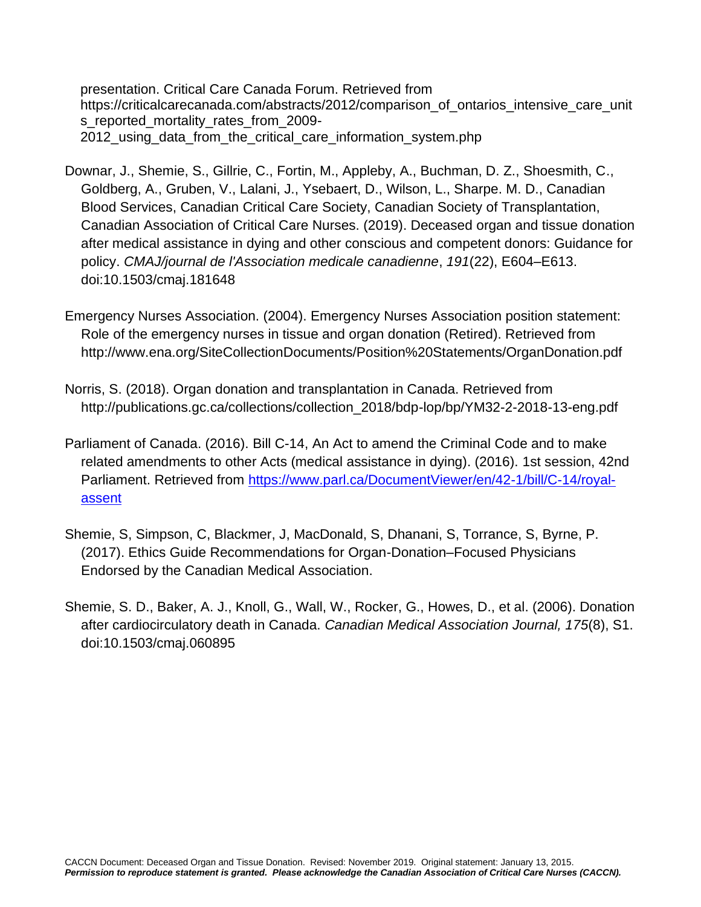presentation. Critical Care Canada Forum. Retrieved from https://criticalcarecanada.com/abstracts/2012/comparison_of_ontarios_intensive_care_units_reported_mortality_rates_from_2009-2012_using_data_from_the_critical_care_information_system.php

Downar, J., Shemie, S., Gillrie, C., Fortin, M., Appleby, A., Buchman, D. Z., Shoesmith, C., Goldberg, A., Gruben, V., Lalani, J., Ysebaert, D., Wilson, L., Sharpe. M. D., Canadian Blood Services, Canadian Critical Care Society, Canadian Society of Transplantation, Canadian Association of Critical Care Nurses. (2019). Deceased organ and tissue donation after medical assistance in dying and other conscious and competent donors: Guidance for policy. *CMAJ/journal de l'Association medicale canadienne*, *191*(22), E604–E613. doi:10.1503/cmaj.181648

Emergency Nurses Association. (2004). Emergency Nurses Association position statement: Role of the emergency nurses in tissue and organ donation (Retired). Retrieved from http://www.ena.org/SiteCollectionDocuments/Position%20Statements/OrganDonation.pdf

Norris, S. (2018). Organ donation and transplantation in Canada. Retrieved from http://publications.gc.ca/collections/collection_2018/bdp-lop/bp/YM32-2-2018-13-eng.pdf

Parliament of Canada. (2016). Bill C-14, An Act to amend the Criminal Code and to make related amendments to other Acts (medical assistance in dying). (2016). 1st session, 42nd Parliament. Retrieved from https://www.parl.ca/DocumentViewer/en/42-1/bill/C-14/royal-assent

Shemie, S, Simpson, C, Blackmer, J, MacDonald, S, Dhanani, S, Torrance, S, Byrne, P. (2017). Ethics Guide Recommendations for Organ-Donation–Focused Physicians Endorsed by the Canadian Medical Association.

Shemie, S. D., Baker, A. J., Knoll, G., Wall, W., Rocker, G., Howes, D., et al. (2006). Donation after cardiocirculatory death in Canada. *Canadian Medical Association Journal, 175*(8), S1. doi:10.1503/cmaj.060895